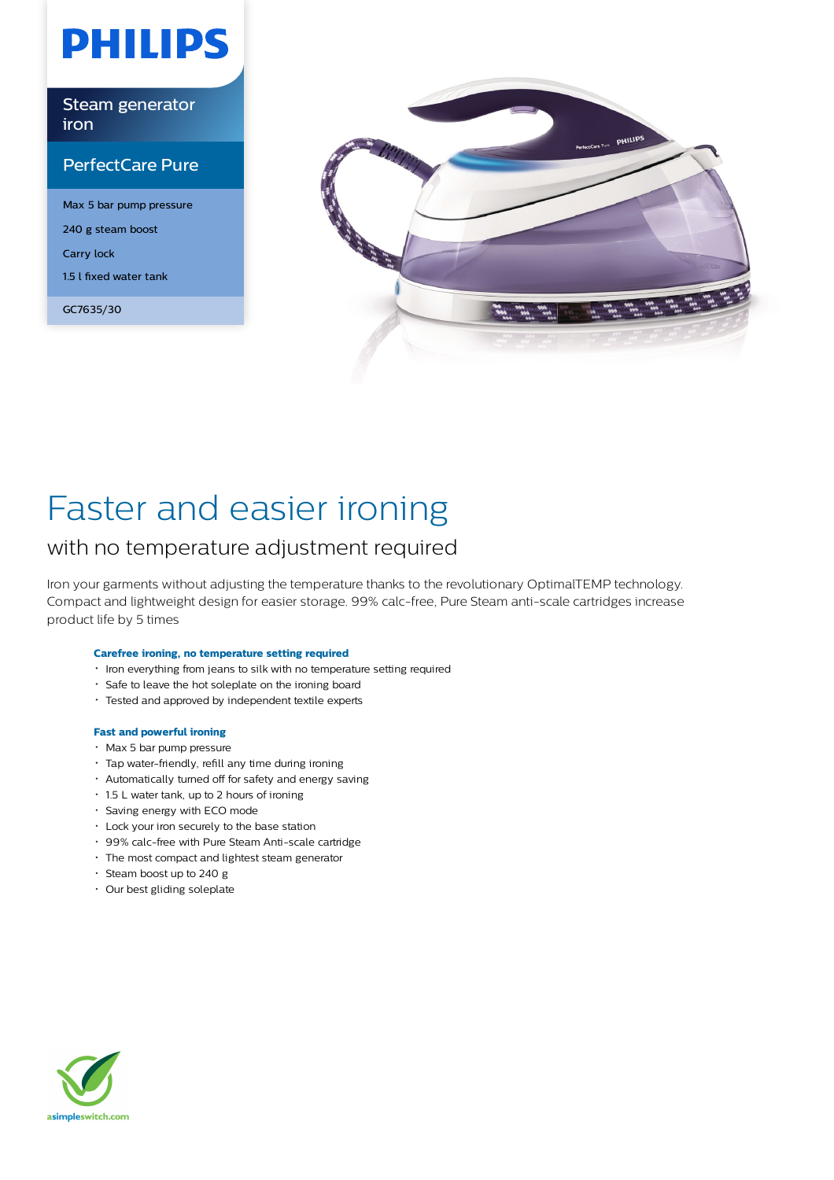# PHILIPS

Steam generator iron

## PerfectCare Pure

- Max 5 bar pump pressure
- 240 g steam boost
- Carry lock
- 1.5 l fixed water tank

GC7635/30

# Faster and easier ironing

## with no temperature adjustment required

Iron your garments without adjusting the temperature thanks to the revolutionary OptimalTEMP technology. Compact and lightweight design for easier storage. 99% calc-free, Pure Steam anti-scale cartridges increase product life by 5 times

### Carefree ironing, no temperature setting required

- Iron everything from jeans to silk with no temperature setting required
- Safe to leave the hot soleplate on the ironing board
- Tested and approved by independent textile experts

### Fast and powerful ironing

- Max 5 bar pump pressure
- Tap water-friendly, refill any time during ironing
- Automatically turned off for safety and energy saving
- 1.5 L water tank, up to 2 hours of ironing
- Saving energy with ECO mode
- Lock your iron securely to the base station
- 99% calc-free with Pure Steam Anti-scale cartridge
- The most compact and lightest steam generator
- Steam boost up to 240 g
- Our best gliding soleplate

asimpleswitch.com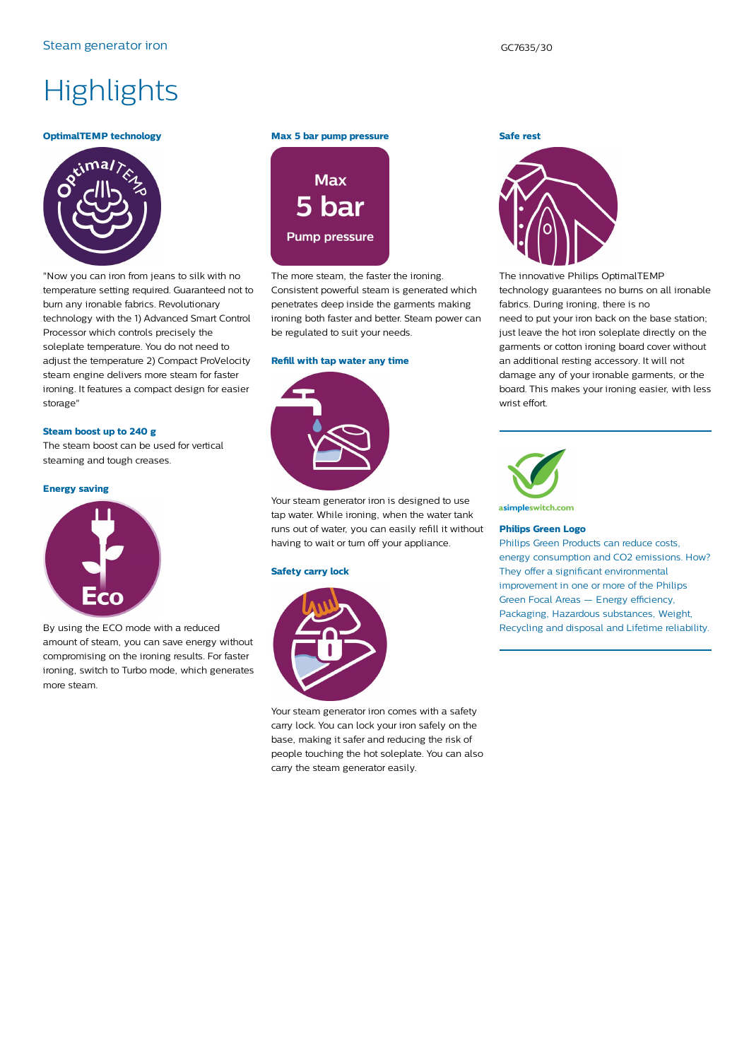# Highlights

### OptimalTEMP technology

"Now you can iron from jeans to silk with no temperature setting required. Guaranteed not to burn any ironable fabrics. Revolutionary technology with the 1) Advanced Smart Control Processor which controls precisely the soleplate temperature. You do not need to adjust the temperature 2) Compact ProVelocity steam engine delivers more steam for faster ironing. It features a compact design for easier storage"

### Steam boost up to 240 g

The steam boost can be used for vertical steaming and tough creases.

### Energy saving

By using the ECO mode with a reduced amount of steam, you can save energy without compromising on the ironing results. For faster ironing, switch to Turbo mode, which generates more steam.

### Max 5 bar pump pressure

The more steam, the faster the ironing. Consistent powerful steam is generated which penetrates deep inside the garments making ironing both faster and better. Steam power can be regulated to suit your needs.

### Refill with tap water any time

Your steam generator iron is designed to use tap water. While ironing, when the water tank runs out of water, you can easily refill it without having to wait or turn off your appliance.

### Safety carry lock

Your steam generator iron comes with a safety carry lock. You can lock your iron safely on the base, making it safer and reducing the risk of people touching the hot soleplate. You can also carry the steam generator easily.

### Safe rest

The innovative Philips OptimalTEMP technology guarantees no burns on all ironable fabrics. During ironing, there is no need to put your iron back on the base station; just leave the hot iron soleplate directly on the garments or cotton ironing board cover without an additional resting accessory. It will not damage any of your ironable garments, or the board. This makes your ironing easier, with less wrist effort.

---

### Philips Green Logo

Philips Green Products can reduce costs, energy consumption and CO2 emissions. How? They offer a significant environmental improvement in one or more of the Philips Green Focal Areas — Energy efficiency, Packaging, Hazardous substances, Weight, Recycling and disposal and Lifetime reliability.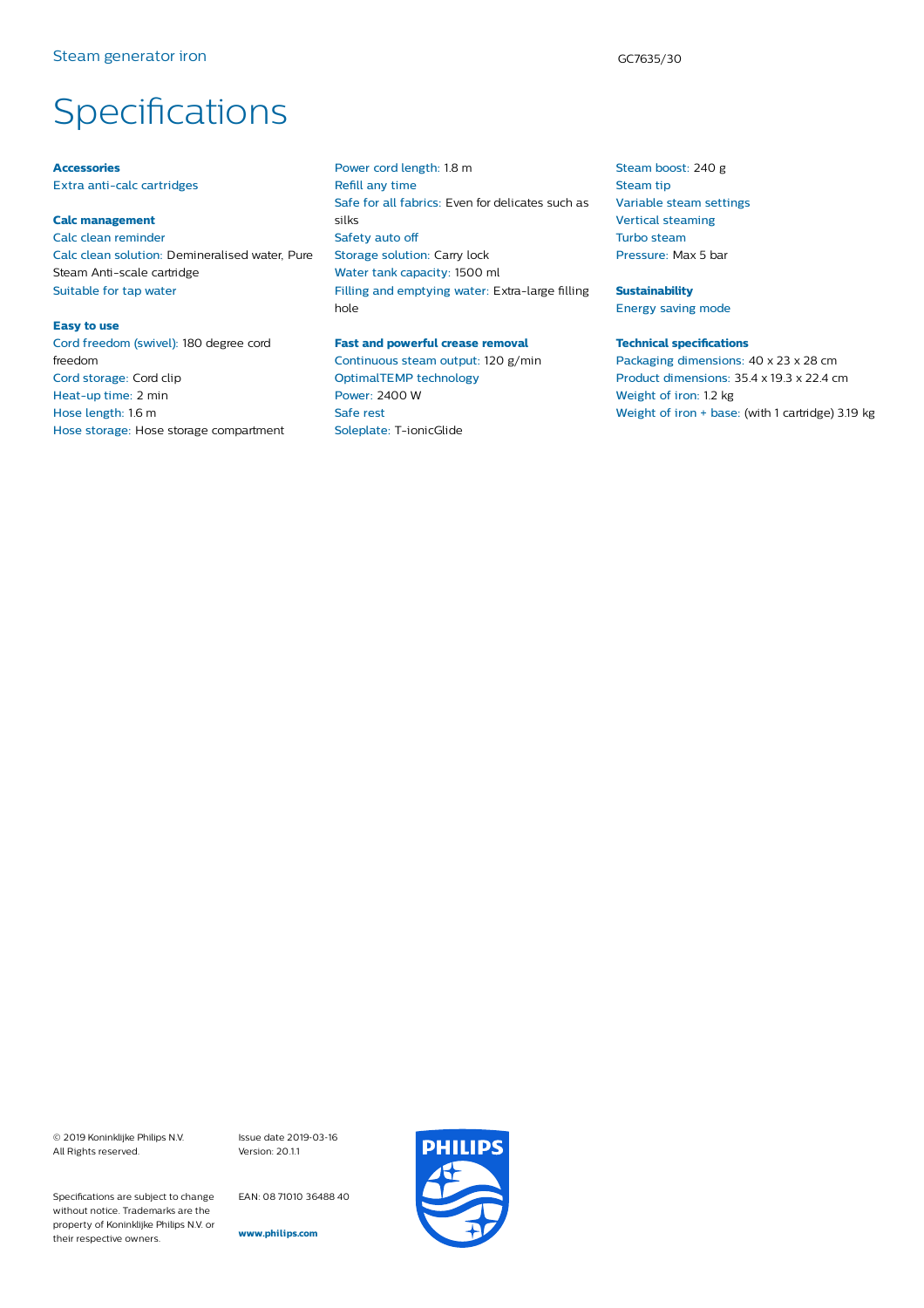Steam generator iron

GC7635/30

# Specifications

### Accessories

Extra anti-calc cartridges

### Calc management

Calc clean reminder
Calc clean solution: Demineralised water, Pure Steam Anti-scale cartridge
Suitable for tap water

### Easy to use

Cord freedom (swivel): 180 degree cord freedom
Cord storage: Cord clip
Heat-up time: 2 min
Hose length: 1.6 m
Hose storage: Hose storage compartment
Power cord length: 1.8 m
Refill any time
Safe for all fabrics: Even for delicates such as silks
Safety auto off
Storage solution: Carry lock
Water tank capacity: 1500 ml
Filling and emptying water: Extra-large filling hole

### Fast and powerful crease removal

Continuous steam output: 120 g/min
OptimalTEMP technology
Power: 2400 W
Safe rest
Soleplate: T-ionicGlide
Steam boost: 240 g
Steam tip
Variable steam settings
Vertical steaming
Turbo steam
Pressure: Max 5 bar

### Sustainability

Energy saving mode

### Technical specifications

Packaging dimensions: 40 x 23 x 28 cm
Product dimensions: 35.4 x 19.3 x 22.4 cm
Weight of iron: 1.2 kg
Weight of iron + base: (with 1 cartridge) 3.19 kg

© 2019 Koninklijke Philips N.V.
All Rights reserved.

Specifications are subject to change without notice. Trademarks are the property of Koninklijke Philips N.V. or their respective owners.

Issue date 2019-03-16
Version: 20.1.1

EAN: 08 71010 36488 40

www.philips.com

PHILIPS